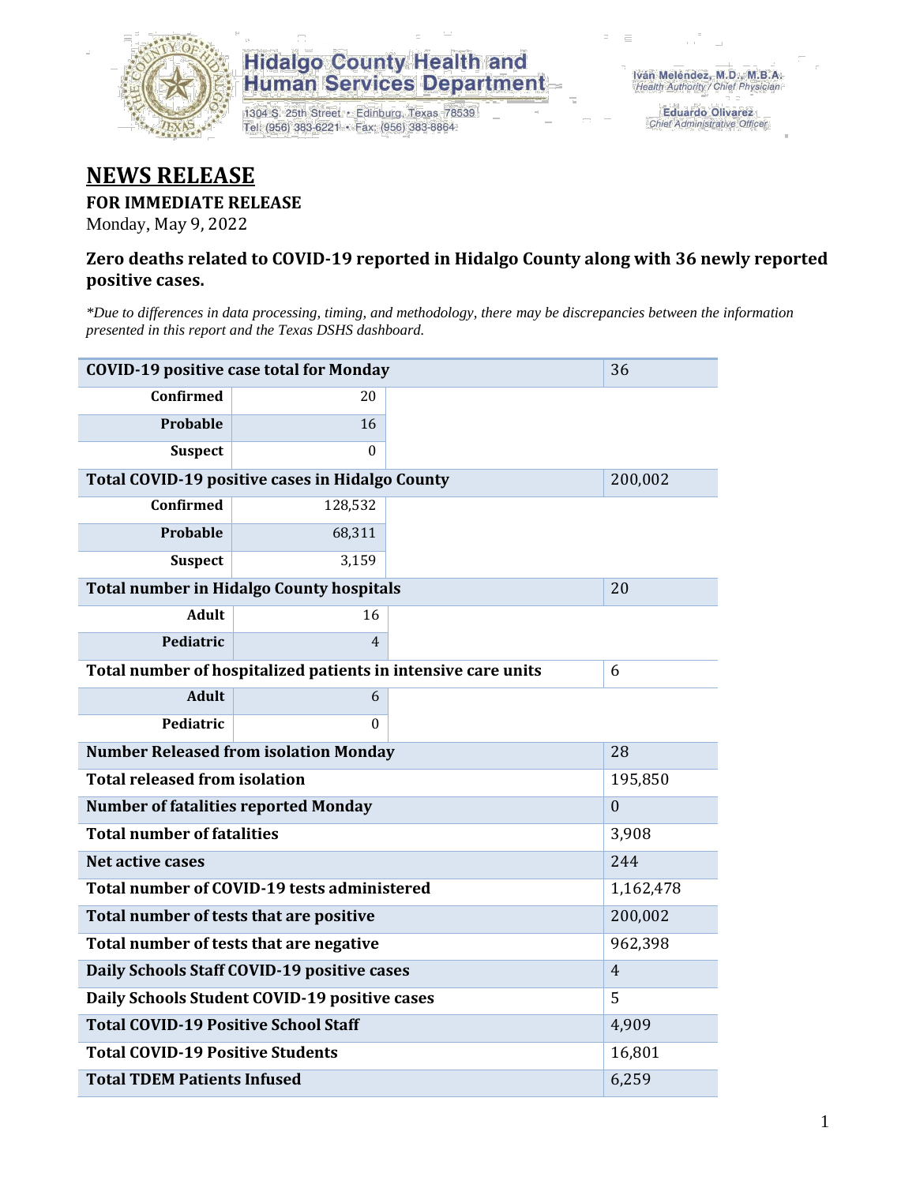Hidalgo County Health and Human Services Department

1304 S. 25th Street • Edinburg, Texas 78539
Tel: (956) 383-6221 • Fax: (956) 383-8864

Iván Meléndez, M.D., M.B.A.
*Health Authority / Chief Physician*

Eduardo Olivarez
*Chief Administrative Officer*

# NEWS RELEASE

**FOR IMMEDIATE RELEASE**

Monday, May 9, 2022

### Zero deaths related to COVID-19 reported in Hidalgo County along with 36 newly reported positive cases.

*\*Due to differences in data processing, timing, and methodology, there may be discrepancies between the information presented in this report and the Texas DSHS dashboard.*

| COVID-19 positive case total for Monday | | 36 |
|---|---|---|
| **Confirmed** | 20 | |
| **Probable** | 16 | |
| **Suspect** | 0 | |
| **Total COVID-19 positive cases in Hidalgo County** | | 200,002 |
| **Confirmed** | 128,532 | |
| **Probable** | 68,311 | |
| **Suspect** | 3,159 | |
| **Total number in Hidalgo County hospitals** | | 20 |
| **Adult** | 16 | |
| **Pediatric** | 4 | |
| **Total number of hospitalized patients in intensive care units** | | 6 |
| **Adult** | 6 | |
| **Pediatric** | 0 | |
| **Number Released from isolation Monday** | | 28 |
| **Total released from isolation** | | 195,850 |
| **Number of fatalities reported Monday** | | 0 |
| **Total number of fatalities** | | 3,908 |
| **Net active cases** | | 244 |
| **Total number of COVID-19 tests administered** | | 1,162,478 |
| **Total number of tests that are positive** | | 200,002 |
| **Total number of tests that are negative** | | 962,398 |
| **Daily Schools Staff COVID-19 positive cases** | | 4 |
| **Daily Schools Student COVID-19 positive cases** | | 5 |
| **Total COVID-19 Positive School Staff** | | 4,909 |
| **Total COVID-19 Positive Students** | | 16,801 |
| **Total TDEM Patients Infused** | | 6,259 |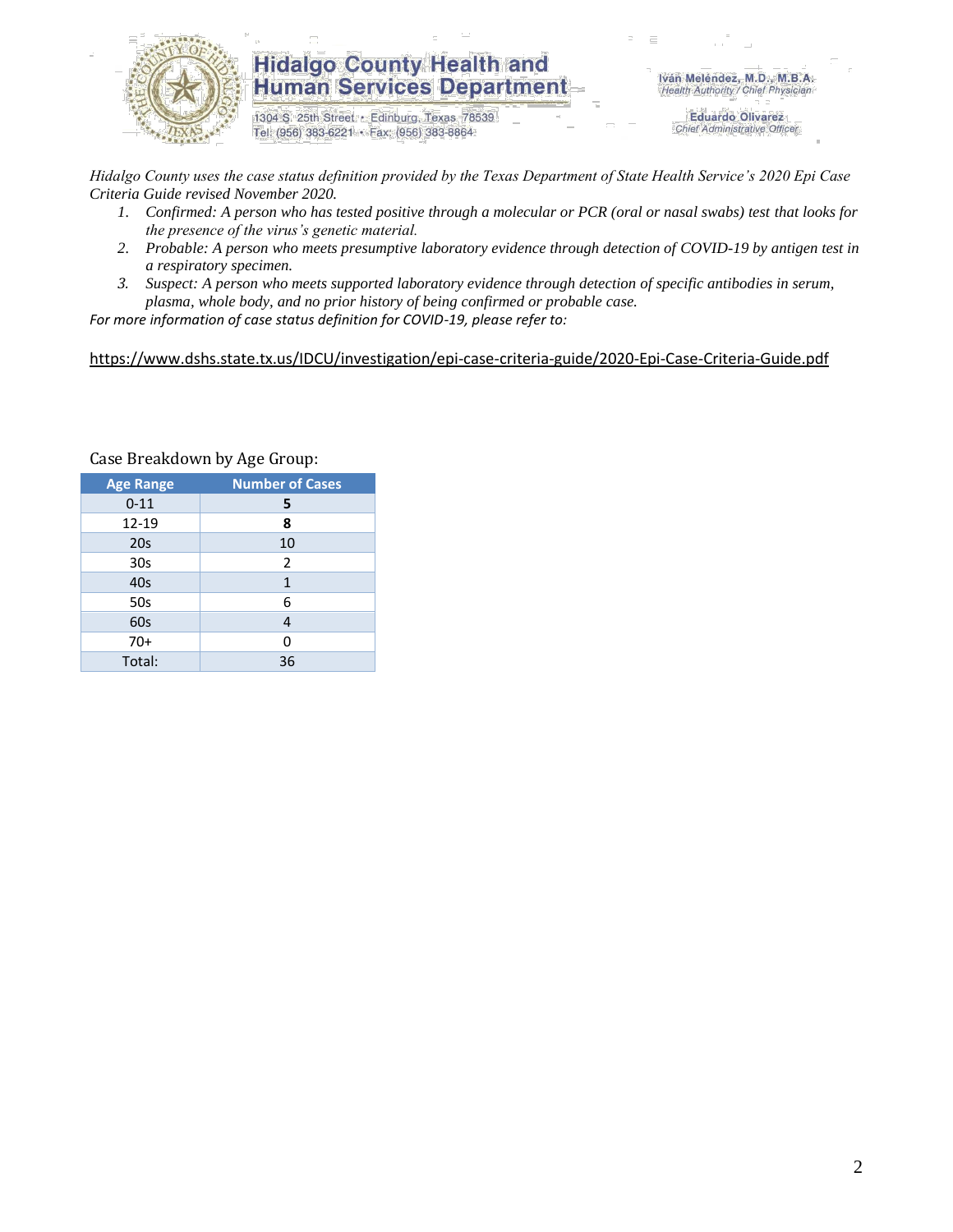*Hidalgo County uses the case status definition provided by the Texas Department of State Health Service's 2020 Epi Case Criteria Guide revised November 2020.*

1. *Confirmed: A person who has tested positive through a molecular or PCR (oral or nasal swabs) test that looks for the presence of the virus's genetic material.*
2. *Probable: A person who meets presumptive laboratory evidence through detection of COVID-19 by antigen test in a respiratory specimen.*
3. *Suspect: A person who meets supported laboratory evidence through detection of specific antibodies in serum, plasma, whole body, and no prior history of being confirmed or probable case.*

*For more information of case status definition for COVID-19, please refer to:*

https://www.dshs.state.tx.us/IDCU/investigation/epi-case-criteria-guide/2020-Epi-Case-Criteria-Guide.pdf

Case Breakdown by Age Group:

| Age Range | Number of Cases |
| --- | --- |
| 0-11 | **5** |
| 12-19 | **8** |
| 20s | 10 |
| 30s | 2 |
| 40s | 1 |
| 50s | 6 |
| 60s | 4 |
| 70+ | 0 |
| Total: | 36 |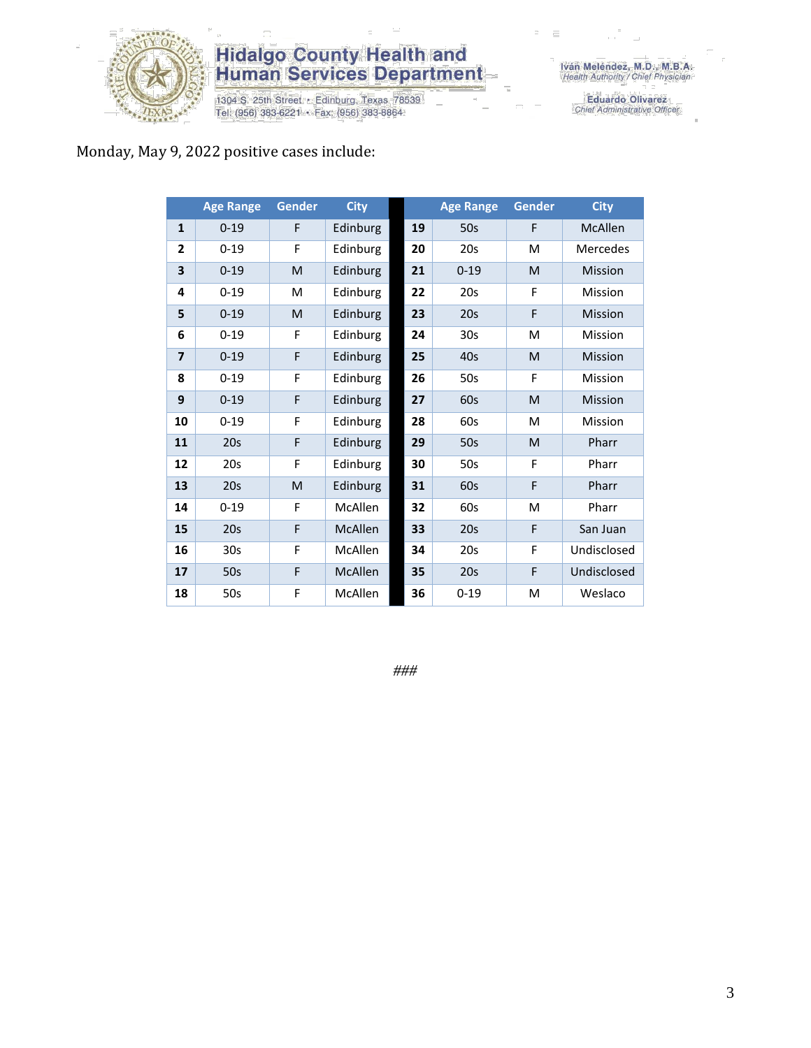Hidalgo County Health and Human Services Department

1304 S. 25th Street • Edinburg, Texas 78539
Tel: (956) 383-6221 • Fax: (956) 383-8864

Iván Meléndez, M.D., M.B.A.
Health Authority / Chief Physician

Eduardo Olivarez
Chief Administrative Officer

Monday, May 9, 2022 positive cases include:

| | Age Range | Gender | City | | Age Range | Gender | City |
|---|---|---|---|---|---|---|---|
| **1** | 0-19 | F | Edinburg | **19** | 50s | F | McAllen |
| **2** | 0-19 | F | Edinburg | **20** | 20s | M | Mercedes |
| **3** | 0-19 | M | Edinburg | **21** | 0-19 | M | Mission |
| **4** | 0-19 | M | Edinburg | **22** | 20s | F | Mission |
| **5** | 0-19 | M | Edinburg | **23** | 20s | F | Mission |
| **6** | 0-19 | F | Edinburg | **24** | 30s | M | Mission |
| **7** | 0-19 | F | Edinburg | **25** | 40s | M | Mission |
| **8** | 0-19 | F | Edinburg | **26** | 50s | F | Mission |
| **9** | 0-19 | F | Edinburg | **27** | 60s | M | Mission |
| **10** | 0-19 | F | Edinburg | **28** | 60s | M | Mission |
| **11** | 20s | F | Edinburg | **29** | 50s | M | Pharr |
| **12** | 20s | F | Edinburg | **30** | 50s | F | Pharr |
| **13** | 20s | M | Edinburg | **31** | 60s | F | Pharr |
| **14** | 0-19 | F | McAllen | **32** | 60s | M | Pharr |
| **15** | 20s | F | McAllen | **33** | 20s | F | San Juan |
| **16** | 30s | F | McAllen | **34** | 20s | F | Undisclosed |
| **17** | 50s | F | McAllen | **35** | 20s | F | Undisclosed |
| **18** | 50s | F | McAllen | **36** | 0-19 | M | Weslaco |

###